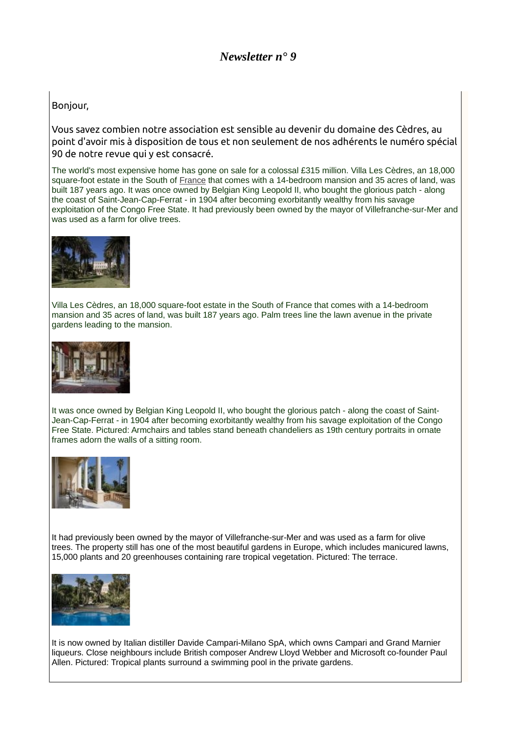# *Newsletter n° 9*

Bonjour,

Vous savez combien notre association est sensible au devenir du domaine des Cèdres, au point d'avoir mis à disposition de tous et non seulement de nos adhérents le numéro spécial 90 de notre revue qui y est consacré.

The world's most expensive home has gone on sale for a colossal £315 million. Villa Les Cèdres, an 18,000 square-foot estate in the South of France that comes with a 14-bedroom mansion and 35 acres of land, was built 187 years ago. It was once owned by Belgian King Leopold II, who bought the glorious patch - along the coast of Saint-Jean-Cap-Ferrat - in 1904 after becoming exorbitantly wealthy from his savage exploitation of the Congo Free State. It had previously been owned by the mayor of Villefranche-sur-Mer and was used as a farm for olive trees.

Villa Les Cèdres, an 18,000 square-foot estate in the South of France that comes with a 14-bedroom mansion and 35 acres of land, was built 187 years ago. Palm trees line the lawn avenue in the private gardens leading to the mansion.

It was once owned by Belgian King Leopold II, who bought the glorious patch - along the coast of Saint-Jean-Cap-Ferrat - in 1904 after becoming exorbitantly wealthy from his savage exploitation of the Congo Free State. Pictured: Armchairs and tables stand beneath chandeliers as 19th century portraits in ornate frames adorn the walls of a sitting room.

It had previously been owned by the mayor of Villefranche-sur-Mer and was used as a farm for olive trees. The property still has one of the most beautiful gardens in Europe, which includes manicured lawns, 15,000 plants and 20 greenhouses containing rare tropical vegetation. Pictured: The terrace.

It is now owned by Italian distiller Davide Campari-Milano SpA, which owns Campari and Grand Marnier liqueurs. Close neighbours include British composer Andrew Lloyd Webber and Microsoft co-founder Paul Allen. Pictured: Tropical plants surround a swimming pool in the private gardens.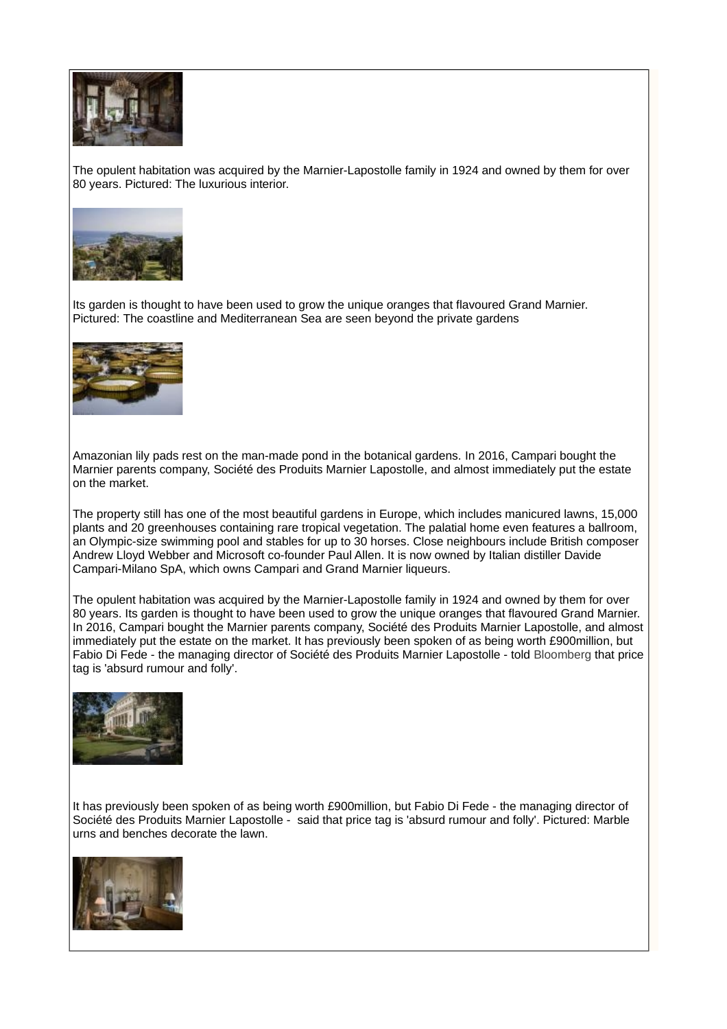The opulent habitation was acquired by the Marnier-Lapostolle family in 1924 and owned by them for over 80 years. Pictured: The luxurious interior.

Its garden is thought to have been used to grow the unique oranges that flavoured Grand Marnier. Pictured: The coastline and Mediterranean Sea are seen beyond the private gardens

Amazonian lily pads rest on the man-made pond in the botanical gardens. In 2016, Campari bought the Marnier parents company, Société des Produits Marnier Lapostolle, and almost immediately put the estate on the market.

The property still has one of the most beautiful gardens in Europe, which includes manicured lawns, 15,000 plants and 20 greenhouses containing rare tropical vegetation. The palatial home even features a ballroom, an Olympic-size swimming pool and stables for up to 30 horses. Close neighbours include British composer Andrew Lloyd Webber and Microsoft co-founder Paul Allen. It is now owned by Italian distiller Davide Campari-Milano SpA, which owns Campari and Grand Marnier liqueurs.

The opulent habitation was acquired by the Marnier-Lapostolle family in 1924 and owned by them for over 80 years. Its garden is thought to have been used to grow the unique oranges that flavoured Grand Marnier. In 2016, Campari bought the Marnier parents company, Société des Produits Marnier Lapostolle, and almost immediately put the estate on the market. It has previously been spoken of as being worth £900million, but Fabio Di Fede - the managing director of Société des Produits Marnier Lapostolle - told Bloomberg that price tag is 'absurd rumour and folly'.

It has previously been spoken of as being worth £900million, but Fabio Di Fede - the managing director of Société des Produits Marnier Lapostolle - said that price tag is 'absurd rumour and folly'. Pictured: Marble urns and benches decorate the lawn.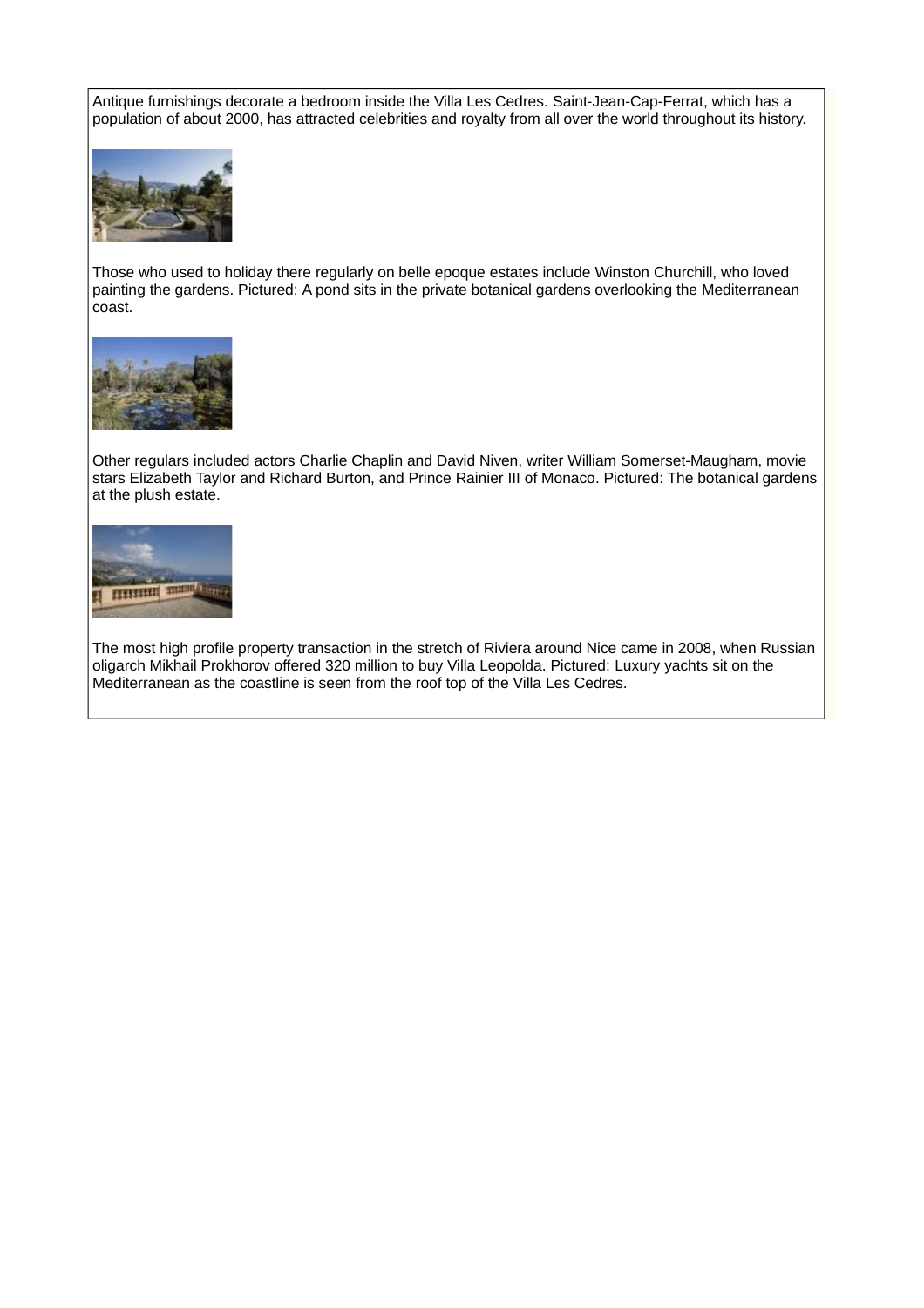Antique furnishings decorate a bedroom inside the Villa Les Cedres. Saint-Jean-Cap-Ferrat, which has a population of about 2000, has attracted celebrities and royalty from all over the world throughout its history.

Those who used to holiday there regularly on belle epoque estates include Winston Churchill, who loved painting the gardens. Pictured: A pond sits in the private botanical gardens overlooking the Mediterranean coast.

Other regulars included actors Charlie Chaplin and David Niven, writer William Somerset-Maugham, movie stars Elizabeth Taylor and Richard Burton, and Prince Rainier III of Monaco. Pictured: The botanical gardens at the plush estate.

The most high profile property transaction in the stretch of Riviera around Nice came in 2008, when Russian oligarch Mikhail Prokhorov offered 320 million to buy Villa Leopolda. Pictured: Luxury yachts sit on the Mediterranean as the coastline is seen from the roof top of the Villa Les Cedres.